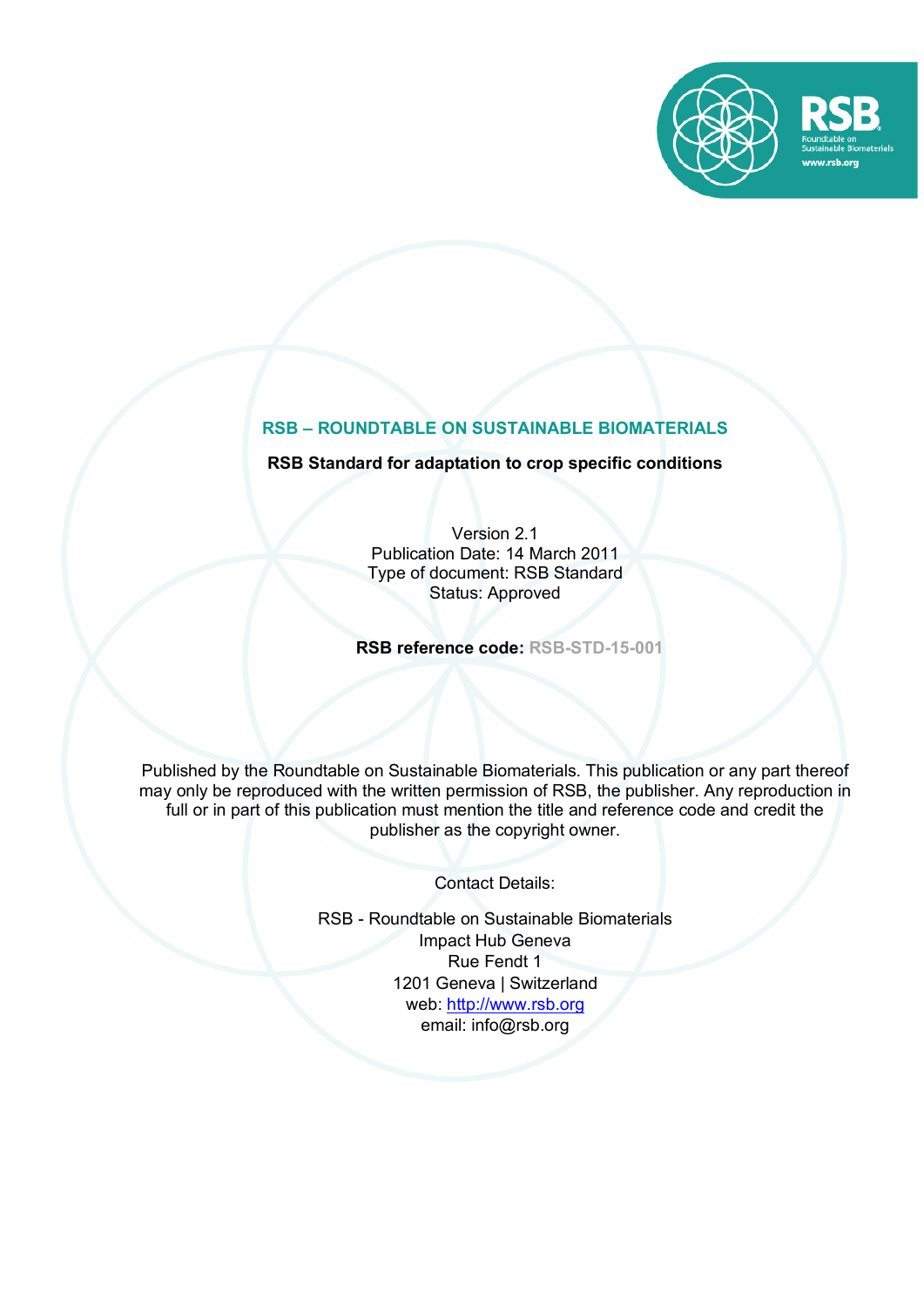# RSB – ROUNDTABLE ON SUSTAINABLE BIOMATERIALS

**RSB Standard for adaptation to crop specific conditions**

Version 2.1
Publication Date: 14 March 2011
Type of document: RSB Standard
Status: Approved

**RSB reference code:** **RSB-STD-15-001**

Published by the Roundtable on Sustainable Biomaterials. This publication or any part thereof may only be reproduced with the written permission of RSB, the publisher. Any reproduction in full or in part of this publication must mention the title and reference code and credit the publisher as the copyright owner.

Contact Details:

RSB - Roundtable on Sustainable Biomaterials
Impact Hub Geneva
Rue Fendt 1
1201 Geneva | Switzerland
web: [http://www.rsb.org](http://www.rsb.org)
email: info@rsb.org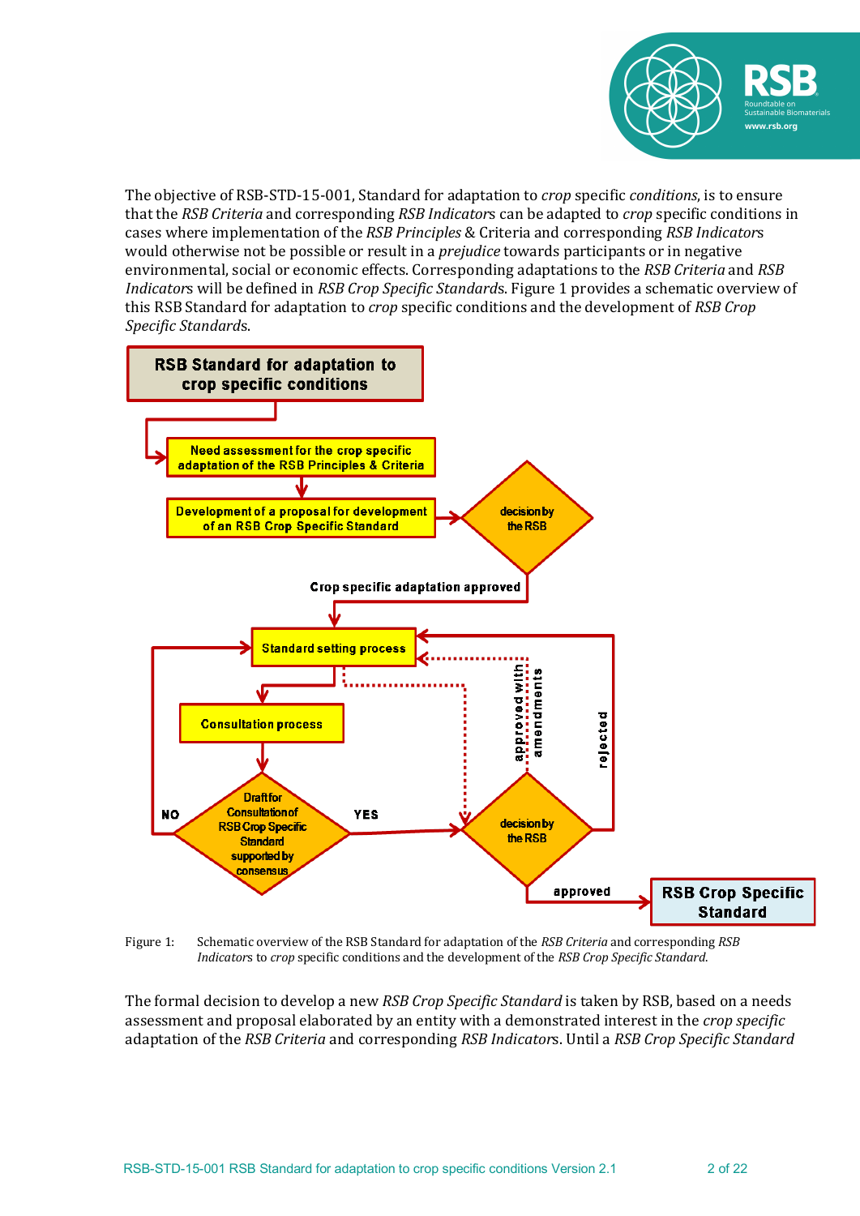The objective of RSB-STD-15-001, Standard for adaptation to *crop* specific *conditions*, is to ensure that the *RSB Criteria* and corresponding *RSB Indicators* can be adapted to *crop* specific conditions in cases where implementation of the *RSB Principles* & Criteria and corresponding *RSB Indicators* would otherwise not be possible or result in a *prejudice* towards participants or in negative environmental, social or economic effects. Corresponding adaptations to the *RSB Criteria* and *RSB Indicators* will be defined in *RSB Crop Specific Standards*. Figure 1 provides a schematic overview of this RSB Standard for adaptation to *crop* specific conditions and the development of *RSB Crop Specific Standards*.

Figure 1: Schematic overview of the RSB Standard for adaptation of the *RSB Criteria* and corresponding *RSB Indicators* to *crop* specific conditions and the development of the *RSB Crop Specific Standard*.

The formal decision to develop a new *RSB Crop Specific Standard* is taken by RSB, based on a needs assessment and proposal elaborated by an entity with a demonstrated interest in the *crop specific* adaptation of the *RSB Criteria* and corresponding *RSB Indicators*. Until a *RSB Crop Specific Standard*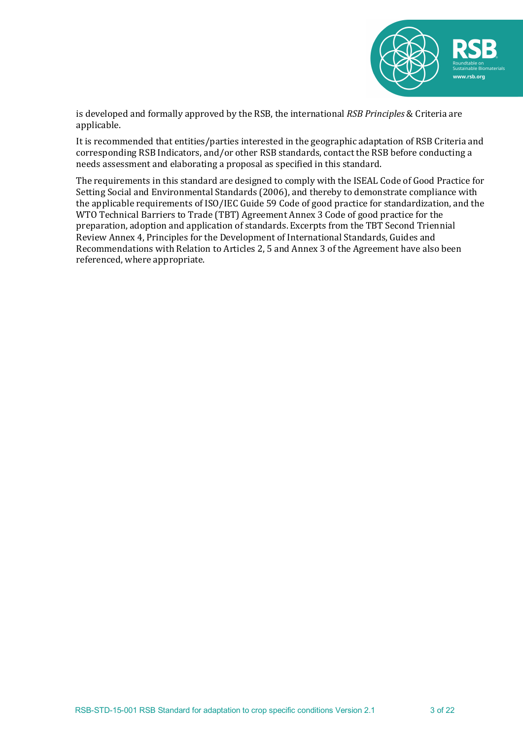is developed and formally approved by the RSB, the international *RSB Principles* & Criteria are applicable.

It is recommended that entities/parties interested in the geographic adaptation of RSB Criteria and corresponding RSB Indicators, and/or other RSB standards, contact the RSB before conducting a needs assessment and elaborating a proposal as specified in this standard.

The requirements in this standard are designed to comply with the ISEAL Code of Good Practice for Setting Social and Environmental Standards (2006), and thereby to demonstrate compliance with the applicable requirements of ISO/IEC Guide 59 Code of good practice for standardization, and the WTO Technical Barriers to Trade (TBT) Agreement Annex 3 Code of good practice for the preparation, adoption and application of standards. Excerpts from the TBT Second Triennial Review Annex 4, Principles for the Development of International Standards, Guides and Recommendations with Relation to Articles 2, 5 and Annex 3 of the Agreement have also been referenced, where appropriate.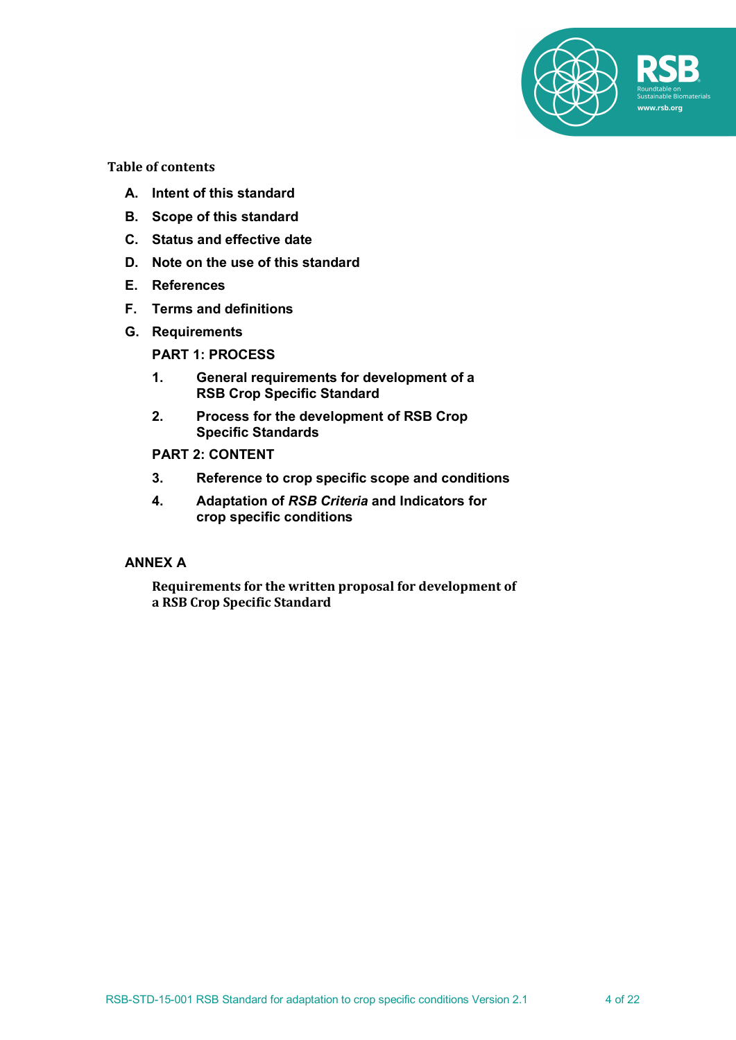**Table of contents**

- **A. Intent of this standard**
- **B. Scope of this standard**
- **C. Status and effective date**
- **D. Note on the use of this standard**
- **E. References**
- **F. Terms and definitions**
- **G. Requirements**

  **PART 1: PROCESS**

  1. **General requirements for development of a RSB Crop Specific Standard**
  2. **Process for the development of RSB Crop Specific Standards**

  **PART 2: CONTENT**

  3. **Reference to crop specific scope and conditions**
  4. **Adaptation of *RSB Criteria* and Indicators for crop specific conditions**

**ANNEX A**

**Requirements for the written proposal for development of a RSB Crop Specific Standard**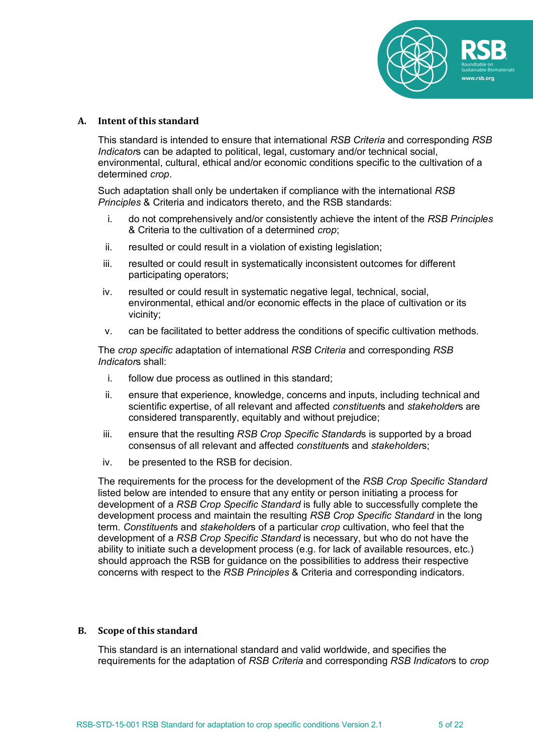## A. Intent of this standard

This standard is intended to ensure that international *RSB Criteria* and corresponding *RSB Indicator*s can be adapted to political, legal, customary and/or technical social, environmental, cultural, ethical and/or economic conditions specific to the cultivation of a determined *crop*.

Such adaptation shall only be undertaken if compliance with the international *RSB Principles* & Criteria and indicators thereto, and the RSB standards:

i. do not comprehensively and/or consistently achieve the intent of the *RSB Principles* & Criteria to the cultivation of a determined *crop*;

ii. resulted or could result in a violation of existing legislation;

iii. resulted or could result in systematically inconsistent outcomes for different participating operators;

iv. resulted or could result in systematic negative legal, technical, social, environmental, ethical and/or economic effects in the place of cultivation or its vicinity;

v. can be facilitated to better address the conditions of specific cultivation methods.

The *crop specific* adaptation of international *RSB Criteria* and corresponding *RSB Indicator*s shall:

i. follow due process as outlined in this standard;

ii. ensure that experience, knowledge, concerns and inputs, including technical and scientific expertise, of all relevant and affected *constituent*s and *stakeholder*s are considered transparently, equitably and without prejudice;

iii. ensure that the resulting *RSB Crop Specific Standard*s is supported by a broad consensus of all relevant and affected *constituent*s and *stakeholder*s;

iv. be presented to the RSB for decision.

The requirements for the process for the development of the *RSB Crop Specific Standard* listed below are intended to ensure that any entity or person initiating a process for development of a *RSB Crop Specific Standard* is fully able to successfully complete the development process and maintain the resulting *RSB Crop Specific Standard* in the long term. *Constituent*s and *stakeholder*s of a particular *crop* cultivation, who feel that the development of a *RSB Crop Specific Standard* is necessary, but who do not have the ability to initiate such a development process (e.g. for lack of available resources, etc.) should approach the RSB for guidance on the possibilities to address their respective concerns with respect to the *RSB Principles* & Criteria and corresponding indicators.

## B. Scope of this standard

This standard is an international standard and valid worldwide, and specifies the requirements for the adaptation of *RSB Criteria* and corresponding *RSB Indicator*s to *crop*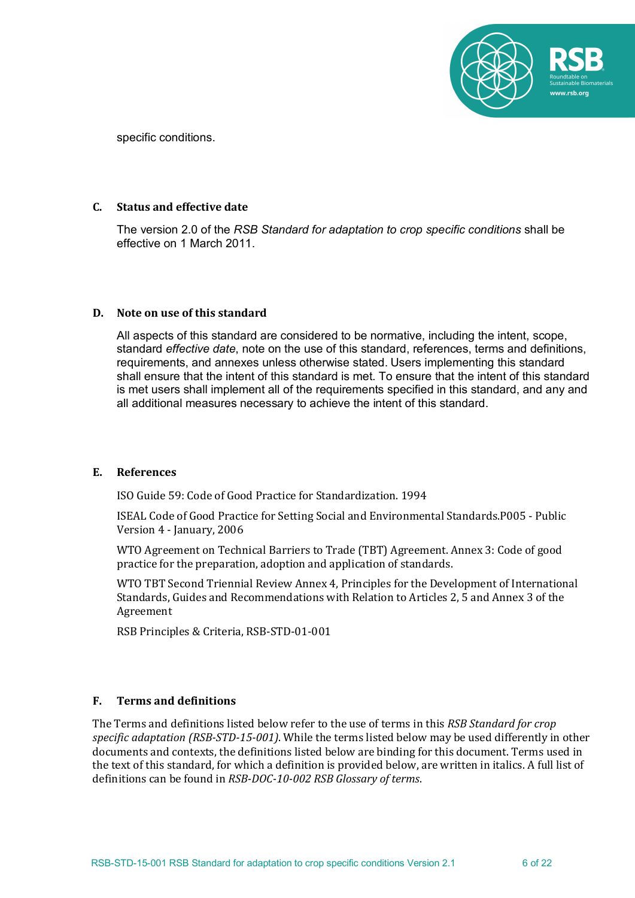specific conditions.

## C. Status and effective date

The version 2.0 of the *RSB Standard for adaptation to crop specific conditions* shall be effective on 1 March 2011.

## D. Note on use of this standard

All aspects of this standard are considered to be normative, including the intent, scope, standard *effective date*, note on the use of this standard, references, terms and definitions, requirements, and annexes unless otherwise stated. Users implementing this standard shall ensure that the intent of this standard is met. To ensure that the intent of this standard is met users shall implement all of the requirements specified in this standard, and any and all additional measures necessary to achieve the intent of this standard.

## E. References

ISO Guide 59: Code of Good Practice for Standardization. 1994

ISEAL Code of Good Practice for Setting Social and Environmental Standards.P005 - Public Version 4 - January, 2006

WTO Agreement on Technical Barriers to Trade (TBT) Agreement. Annex 3: Code of good practice for the preparation, adoption and application of standards.

WTO TBT Second Triennial Review Annex 4, Principles for the Development of International Standards, Guides and Recommendations with Relation to Articles 2, 5 and Annex 3 of the Agreement

RSB Principles & Criteria, RSB-STD-01-001

## F. Terms and definitions

The Terms and definitions listed below refer to the use of terms in this *RSB Standard for crop specific adaptation (RSB-STD-15-001)*. While the terms listed below may be used differently in other documents and contexts, the definitions listed below are binding for this document. Terms used in the text of this standard, for which a definition is provided below, are written in italics. A full list of definitions can be found in *RSB-DOC-10-002 RSB Glossary of terms*.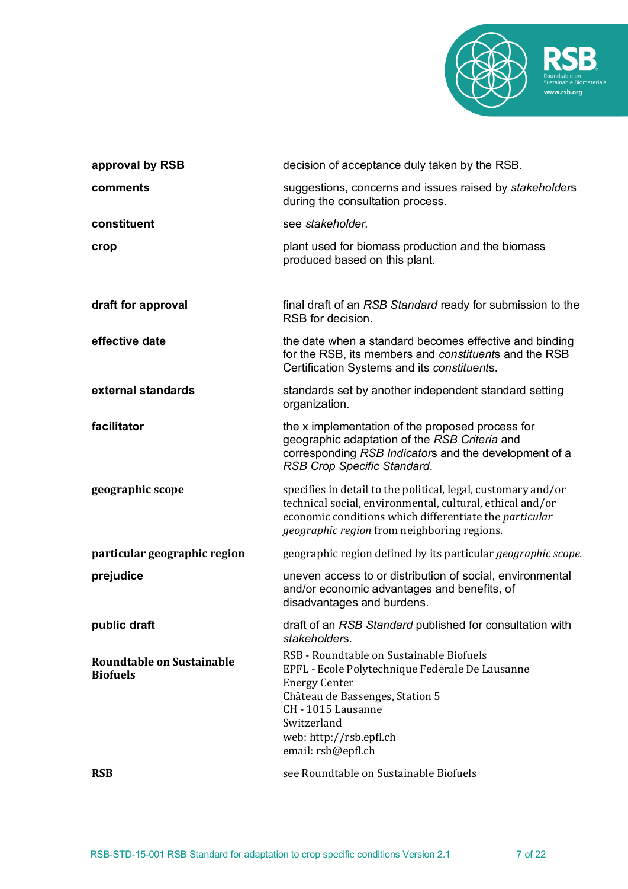| | |
|---|---|
| **approval by RSB** | decision of acceptance duly taken by the RSB. |
| **comments** | suggestions, concerns and issues raised by *stakeholder*s during the consultation process. |
| **constituent** | see *stakeholder*. |
| **crop** | plant used for biomass production and the biomass produced based on this plant. |
| **draft for approval** | final draft of an *RSB Standard* ready for submission to the RSB for decision. |
| **effective date** | the date when a standard becomes effective and binding for the RSB, its members and *constituent*s and the RSB Certification Systems and its *constituent*s. |
| **external standards** | standards set by another independent standard setting organization. |
| **facilitator** | the x implementation of the proposed process for geographic adaptation of the *RSB Criteria* and corresponding *RSB Indicator*s and the development of a *RSB Crop Specific Standard*. |
| **geographic scope** | specifies in detail to the political, legal, customary and/or technical social, environmental, cultural, ethical and/or economic conditions which differentiate the *particular geographic region* from neighboring regions. |
| **particular geographic region** | geographic region defined by its particular *geographic scope.* |
| **prejudice** | uneven access to or distribution of social, environmental and/or economic advantages and benefits, of disadvantages and burdens. |
| **public draft** | draft of an *RSB Standard* published for consultation with *stakeholder*s. |
| **Roundtable on Sustainable Biofuels** | RSB - Roundtable on Sustainable Biofuels<br>EPFL - Ecole Polytechnique Federale De Lausanne<br>Energy Center<br>Château de Bassenges, Station 5<br>CH - 1015 Lausanne<br>Switzerland<br>web: http://rsb.epfl.ch<br>email: rsb@epfl.ch |
| **RSB** | see Roundtable on Sustainable Biofuels |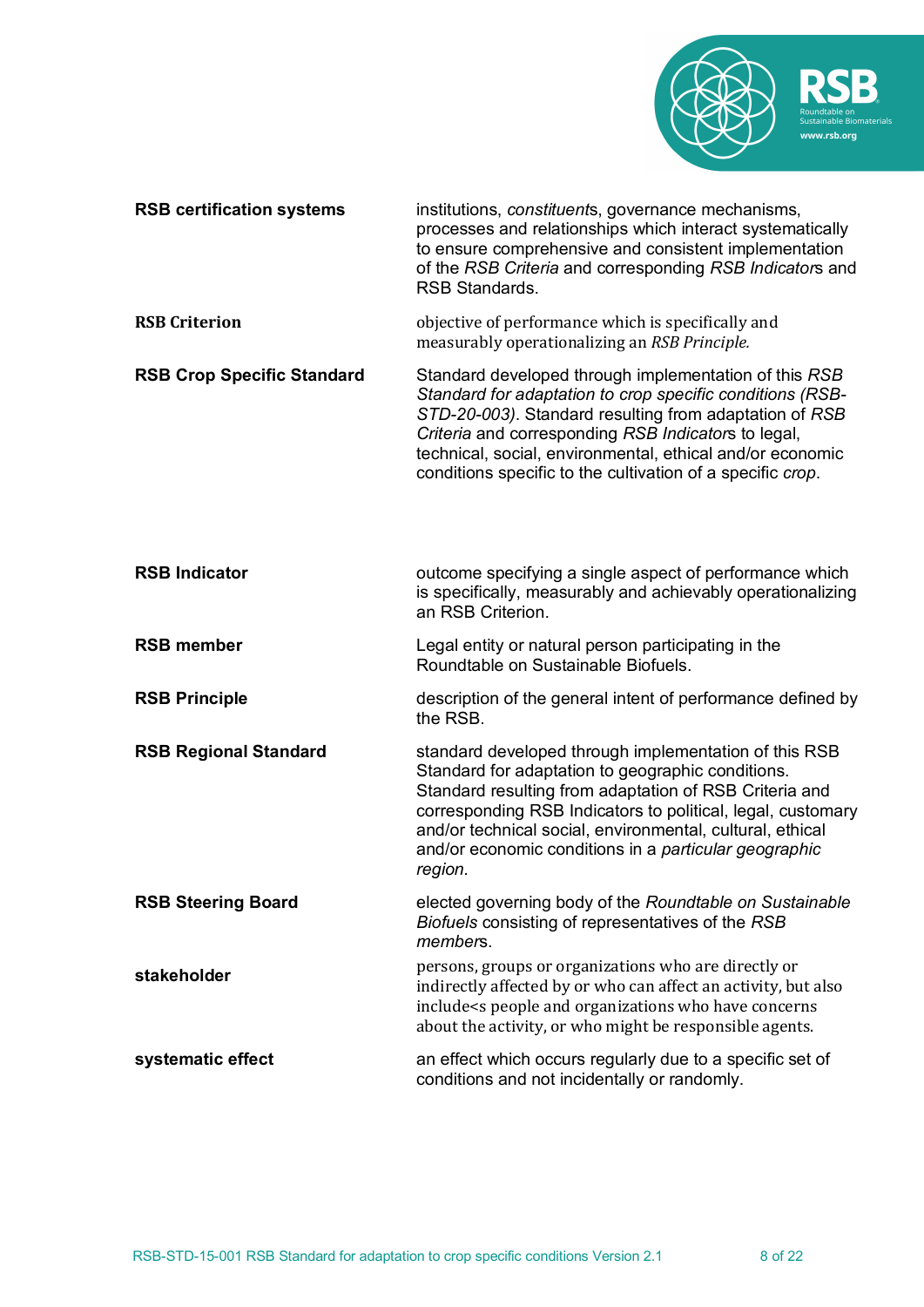| | |
|---|---|
| **RSB certification systems** | institutions, *constituent*s, governance mechanisms, processes and relationships which interact systematically to ensure comprehensive and consistent implementation of the *RSB Criteria* and corresponding *RSB Indicator*s and RSB Standards. |
| **RSB Criterion** | objective of performance which is specifically and measurably operationalizing an *RSB Principle.* |
| **RSB Crop Specific Standard** | Standard developed through implementation of this *RSB Standard for adaptation to crop specific conditions (RSB-STD-20-003)*. Standard resulting from adaptation of *RSB Criteria* and corresponding *RSB Indicator*s to legal, technical, social, environmental, ethical and/or economic conditions specific to the cultivation of a specific *crop*. |
| **RSB Indicator** | outcome specifying a single aspect of performance which is specifically, measurably and achievably operationalizing an RSB Criterion. |
| **RSB member** | Legal entity or natural person participating in the Roundtable on Sustainable Biofuels. |
| **RSB Principle** | description of the general intent of performance defined by the RSB. |
| **RSB Regional Standard** | standard developed through implementation of this RSB Standard for adaptation to geographic conditions. Standard resulting from adaptation of RSB Criteria and corresponding RSB Indicators to political, legal, customary and/or technical social, environmental, cultural, ethical and/or economic conditions in a *particular geographic region.* |
| **RSB Steering Board** | elected governing body of the *Roundtable on Sustainable Biofuels* consisting of representatives of the *RSB member*s. |
| **stakeholder** | persons, groups or organizations who are directly or indirectly affected by or who can affect an activity, but also include<s people and organizations who have concerns about the activity, or who might be responsible agents. |
| **systematic effect** | an effect which occurs regularly due to a specific set of conditions and not incidentally or randomly. |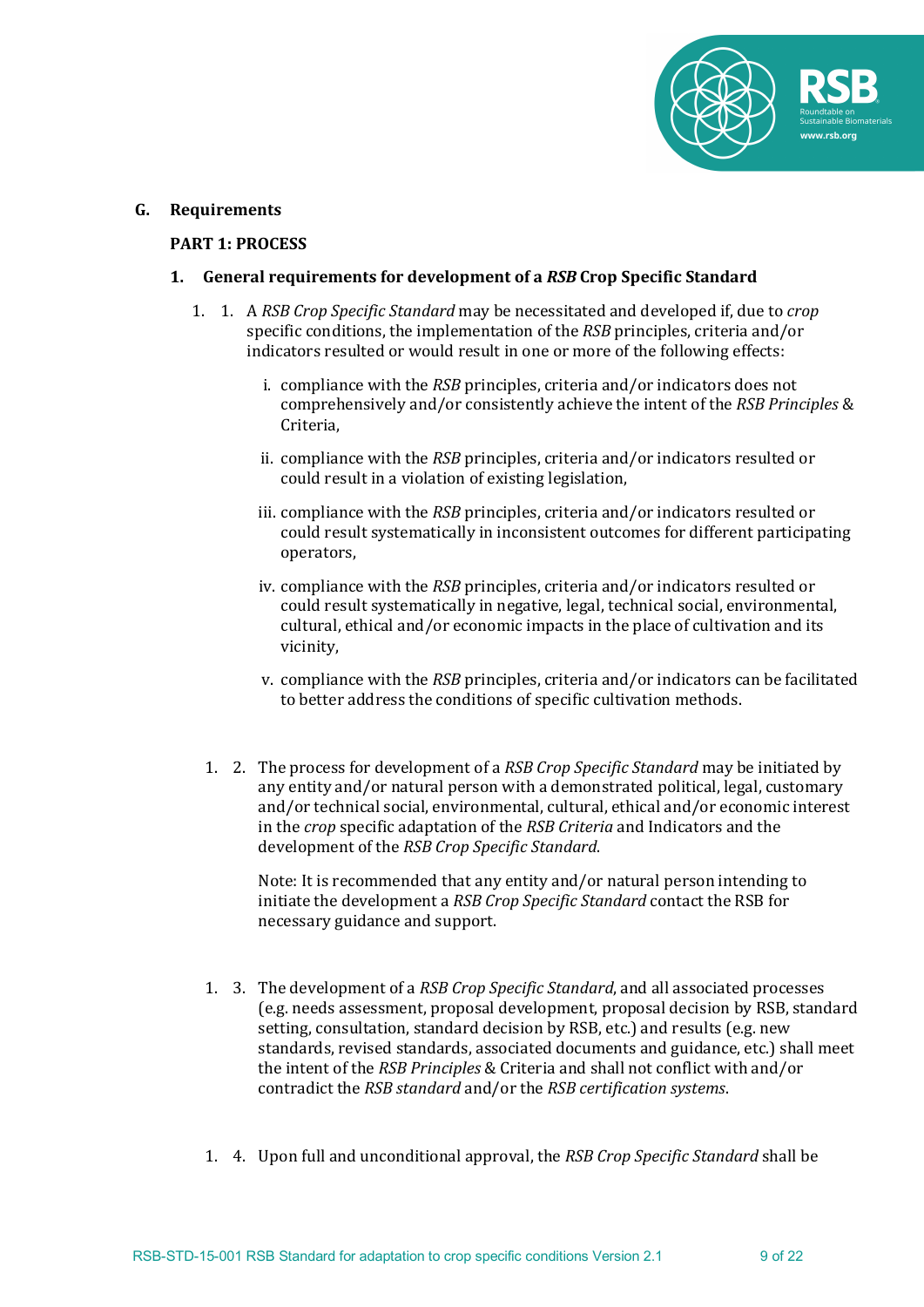## G. Requirements

### PART 1: PROCESS

### 1. General requirements for development of a *RSB* Crop Specific Standard

1\. 1. A *RSB Crop Specific Standard* may be necessitated and developed if, due to *crop* specific conditions, the implementation of the *RSB* principles, criteria and/or indicators resulted or would result in one or more of the following effects:

   i. compliance with the *RSB* principles, criteria and/or indicators does not comprehensively and/or consistently achieve the intent of the *RSB Principles* & Criteria,

   ii. compliance with the *RSB* principles, criteria and/or indicators resulted or could result in a violation of existing legislation,

   iii. compliance with the *RSB* principles, criteria and/or indicators resulted or could result systematically in inconsistent outcomes for different participating operators,

   iv. compliance with the *RSB* principles, criteria and/or indicators resulted or could result systematically in negative, legal, technical social, environmental, cultural, ethical and/or economic impacts in the place of cultivation and its vicinity,

   v. compliance with the *RSB* principles, criteria and/or indicators can be facilitated to better address the conditions of specific cultivation methods.

1\. 2. The process for development of a *RSB Crop Specific Standard* may be initiated by any entity and/or natural person with a demonstrated political, legal, customary and/or technical social, environmental, cultural, ethical and/or economic interest in the *crop* specific adaptation of the *RSB Criteria* and Indicators and the development of the *RSB Crop Specific Standard*.

Note: It is recommended that any entity and/or natural person intending to initiate the development a *RSB Crop Specific Standard* contact the RSB for necessary guidance and support.

1\. 3. The development of a *RSB Crop Specific Standard*, and all associated processes (e.g. needs assessment, proposal development, proposal decision by RSB, standard setting, consultation, standard decision by RSB, etc.) and results (e.g. new standards, revised standards, associated documents and guidance, etc.) shall meet the intent of the *RSB Principles* & Criteria and shall not conflict with and/or contradict the *RSB standard* and/or the *RSB certification systems*.

1\. 4. Upon full and unconditional approval, the *RSB Crop Specific Standard* shall be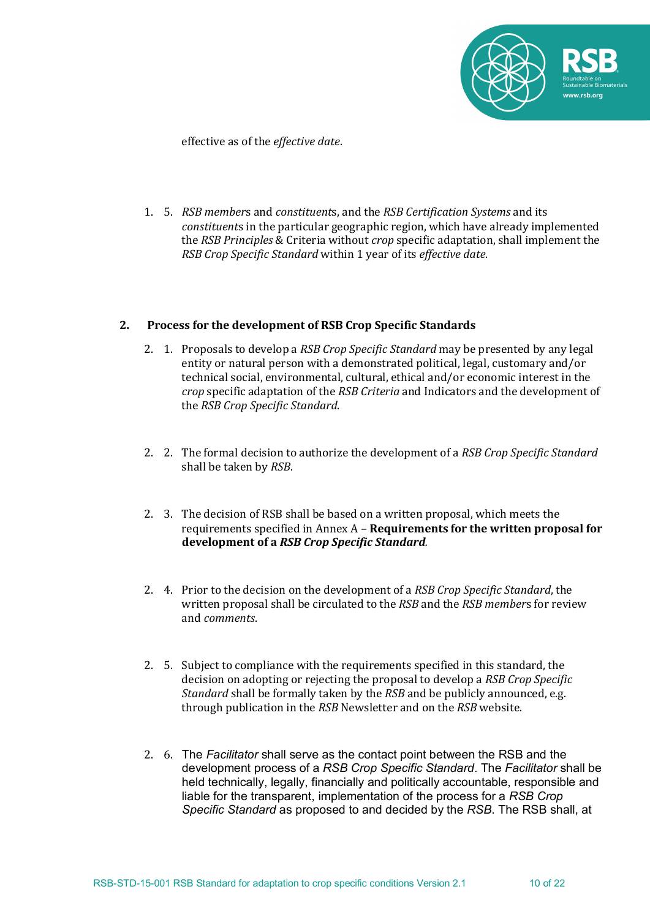effective as of the *effective date*.

1. 5. *RSB members* and *constituents*, and the *RSB Certification Systems* and its *constituents* in the particular geographic region, which have already implemented the *RSB Principles* & Criteria without *crop* specific adaptation, shall implement the *RSB Crop Specific Standard* within 1 year of its *effective date*.

## 2. Process for the development of RSB Crop Specific Standards

2. 1. Proposals to develop a *RSB Crop Specific Standard* may be presented by any legal entity or natural person with a demonstrated political, legal, customary and/or technical social, environmental, cultural, ethical and/or economic interest in the *crop* specific adaptation of the *RSB Criteria* and Indicators and the development of the *RSB Crop Specific Standard*.

2. 2. The formal decision to authorize the development of a *RSB Crop Specific Standard* shall be taken by *RSB*.

2. 3. The decision of RSB shall be based on a written proposal, which meets the requirements specified in Annex A – **Requirements for the written proposal for development of a *RSB Crop Specific Standard*.**

2. 4. Prior to the decision on the development of a *RSB Crop Specific Standard*, the written proposal shall be circulated to the *RSB* and the *RSB members* for review and *comments*.

2. 5. Subject to compliance with the requirements specified in this standard, the decision on adopting or rejecting the proposal to develop a *RSB Crop Specific Standard* shall be formally taken by the *RSB* and be publicly announced, e.g. through publication in the *RSB* Newsletter and on the *RSB* website.

2. 6. The *Facilitator* shall serve as the contact point between the RSB and the development process of a *RSB Crop Specific Standard*. The *Facilitator* shall be held technically, legally, financially and politically accountable, responsible and liable for the transparent, implementation of the process for a *RSB Crop Specific Standard* as proposed to and decided by the *RSB*. The RSB shall, at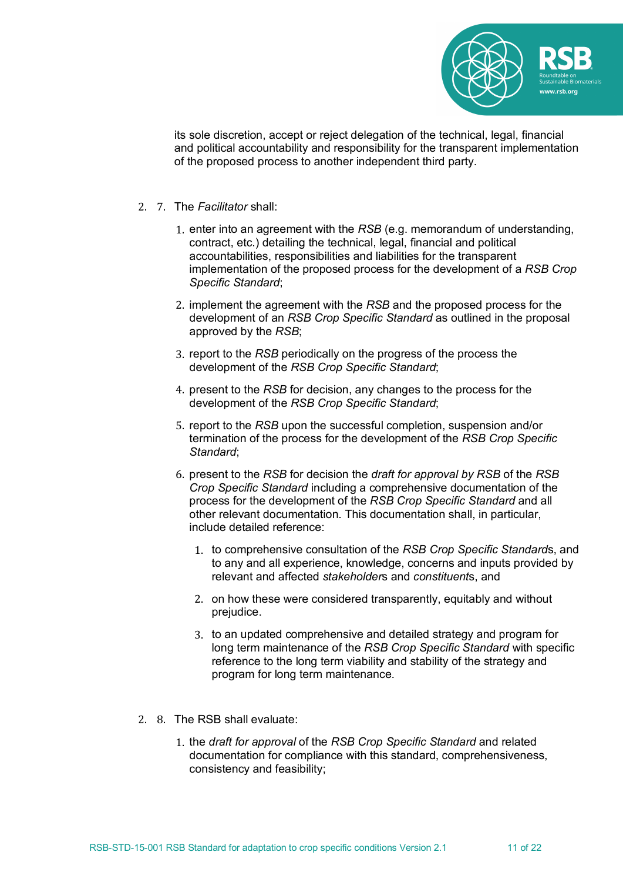its sole discretion, accept or reject delegation of the technical, legal, financial and political accountability and responsibility for the transparent implementation of the proposed process to another independent third party.

2. 7. The *Facilitator* shall:

   1. enter into an agreement with the *RSB* (e.g. memorandum of understanding, contract, etc.) detailing the technical, legal, financial and political accountabilities, responsibilities and liabilities for the transparent implementation of the proposed process for the development of a *RSB Crop Specific Standard*;

   2. implement the agreement with the *RSB* and the proposed process for the development of an *RSB Crop Specific Standard* as outlined in the proposal approved by the *RSB*;

   3. report to the *RSB* periodically on the progress of the process the development of the *RSB Crop Specific Standard*;

   4. present to the *RSB* for decision, any changes to the process for the development of the *RSB Crop Specific Standard*;

   5. report to the *RSB* upon the successful completion, suspension and/or termination of the process for the development of the *RSB Crop Specific Standard*;

   6. present to the *RSB* for decision the *draft for approval by RSB* of the *RSB Crop Specific Standard* including a comprehensive documentation of the process for the development of the *RSB Crop Specific Standard* and all other relevant documentation. This documentation shall, in particular, include detailed reference:

      1. to comprehensive consultation of the *RSB Crop Specific Standard*s, and to any and all experience, knowledge, concerns and inputs provided by relevant and affected *stakeholder*s and *constituent*s, and

      2. on how these were considered transparently, equitably and without prejudice.

      3. to an updated comprehensive and detailed strategy and program for long term maintenance of the *RSB Crop Specific Standard* with specific reference to the long term viability and stability of the strategy and program for long term maintenance.

2. 8. The RSB shall evaluate:

   1. the *draft for approval* of the *RSB Crop Specific Standard* and related documentation for compliance with this standard, comprehensiveness, consistency and feasibility;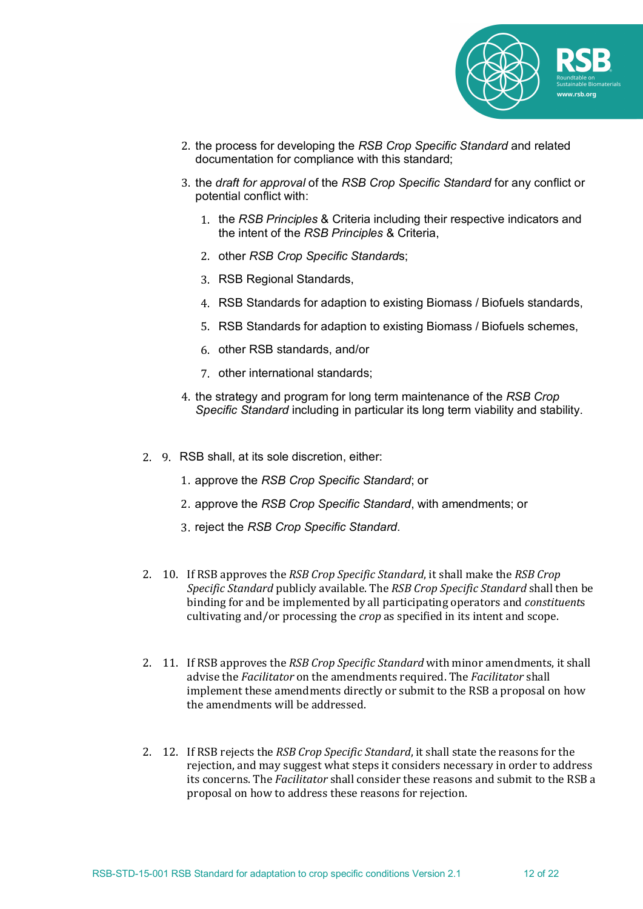2. the process for developing the *RSB Crop Specific Standard* and related documentation for compliance with this standard;

3. the *draft for approval* of the *RSB Crop Specific Standard* for any conflict or potential conflict with:

    1. the *RSB Principles* & Criteria including their respective indicators and the intent of the *RSB Principles* & Criteria,
    2. other *RSB Crop Specific Standard*s;
    3. RSB Regional Standards,
    4. RSB Standards for adaption to existing Biomass / Biofuels standards,
    5. RSB Standards for adaption to existing Biomass / Biofuels schemes,
    6. other RSB standards, and/or
    7. other international standards;

4. the strategy and program for long term maintenance of the *RSB Crop Specific Standard* including in particular its long term viability and stability.

2. 9. RSB shall, at its sole discretion, either:

    1. approve the *RSB Crop Specific Standard*; or
    2. approve the *RSB Crop Specific Standard*, with amendments; or
    3. reject the *RSB Crop Specific Standard*.

2. 10. If RSB approves the *RSB Crop Specific Standard*, it shall make the *RSB Crop Specific Standard* publicly available. The *RSB Crop Specific Standard* shall then be binding for and be implemented by all participating operators and *constituent*s cultivating and/or processing the *crop* as specified in its intent and scope.

2. 11. If RSB approves the *RSB Crop Specific Standard* with minor amendments, it shall advise the *Facilitator* on the amendments required. The *Facilitator* shall implement these amendments directly or submit to the RSB a proposal on how the amendments will be addressed.

2. 12. If RSB rejects the *RSB Crop Specific Standard*, it shall state the reasons for the rejection, and may suggest what steps it considers necessary in order to address its concerns. The *Facilitator* shall consider these reasons and submit to the RSB a proposal on how to address these reasons for rejection.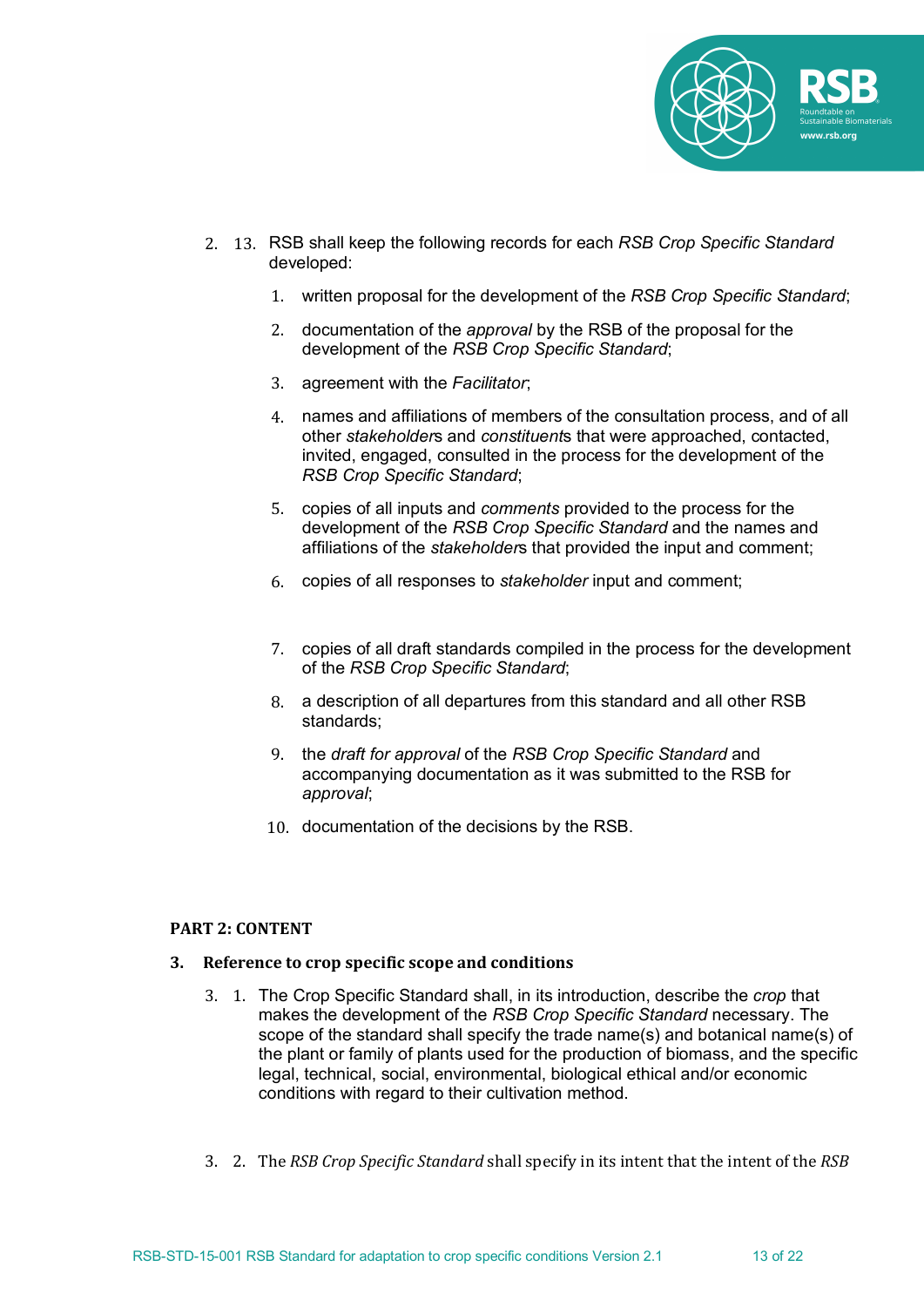2. 13. RSB shall keep the following records for each *RSB Crop Specific Standard* developed:

1. written proposal for the development of the *RSB Crop Specific Standard*;
2. documentation of the *approval* by the RSB of the proposal for the development of the *RSB Crop Specific Standard*;
3. agreement with the *Facilitator*;
4. names and affiliations of members of the consultation process, and of all other *stakeholder*s and *constituent*s that were approached, contacted, invited, engaged, consulted in the process for the development of the *RSB Crop Specific Standard*;
5. copies of all inputs and *comments* provided to the process for the development of the *RSB Crop Specific Standard* and the names and affiliations of the *stakeholder*s that provided the input and comment;
6. copies of all responses to *stakeholder* input and comment;
7. copies of all draft standards compiled in the process for the development of the *RSB Crop Specific Standard*;
8. a description of all departures from this standard and all other RSB standards;
9. the *draft for approval* of the *RSB Crop Specific Standard* and accompanying documentation as it was submitted to the RSB for *approval*;
10. documentation of the decisions by the RSB.

## PART 2: CONTENT

### 3. Reference to crop specific scope and conditions

3. 1. The Crop Specific Standard shall, in its introduction, describe the *crop* that makes the development of the *RSB Crop Specific Standard* necessary. The scope of the standard shall specify the trade name(s) and botanical name(s) of the plant or family of plants used for the production of biomass, and the specific legal, technical, social, environmental, biological ethical and/or economic conditions with regard to their cultivation method.

3. 2. The *RSB Crop Specific Standard* shall specify in its intent that the intent of the *RSB*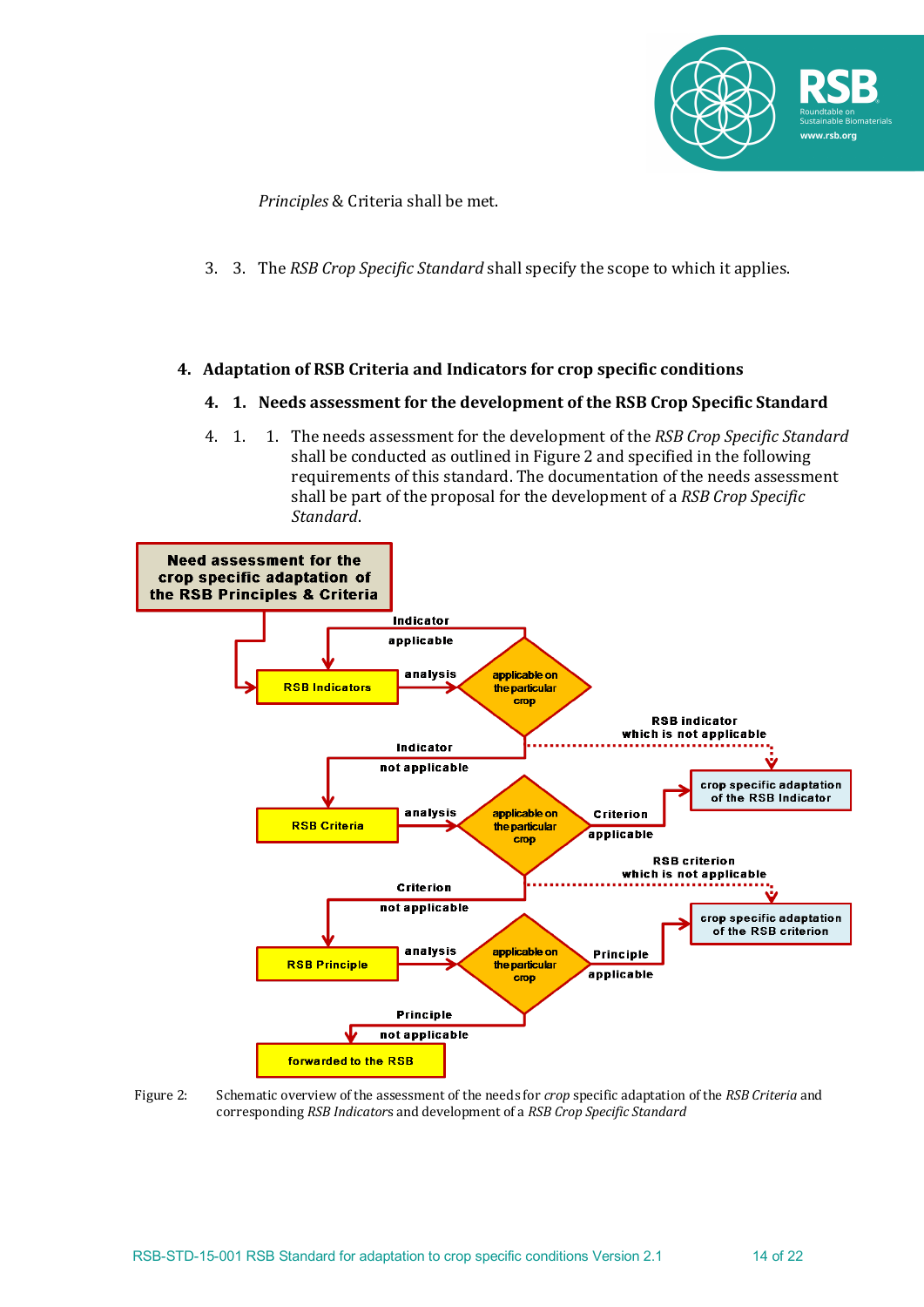*Principles* & Criteria shall be met.

3. 3. The *RSB Crop Specific Standard* shall specify the scope to which it applies.

## 4. Adaptation of RSB Criteria and Indicators for crop specific conditions

### 4. 1. Needs assessment for the development of the RSB Crop Specific Standard

4. 1. 1. The needs assessment for the development of the *RSB Crop Specific Standard* shall be conducted as outlined in Figure 2 and specified in the following requirements of this standard. The documentation of the needs assessment shall be part of the proposal for the development of a *RSB Crop Specific Standard*.

Figure 2: Schematic overview of the assessment of the needs for *crop* specific adaptation of the *RSB Criteria* and corresponding *RSB Indicators* and development of a *RSB Crop Specific Standard*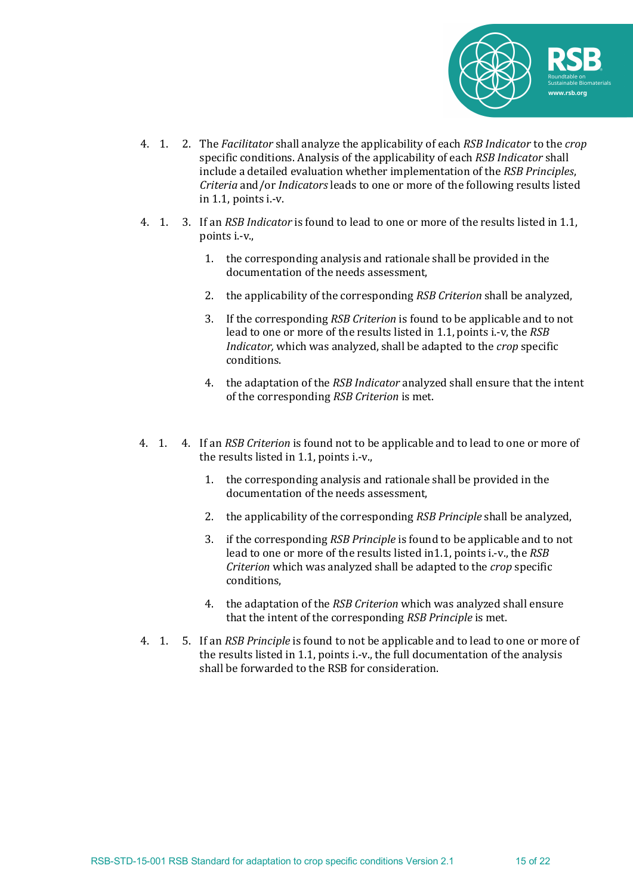4.1.2. The *Facilitator* shall analyze the applicability of each *RSB Indicator* to the *crop* specific conditions. Analysis of the applicability of each *RSB Indicator* shall include a detailed evaluation whether implementation of the *RSB Principles*, *Criteria* and/or *Indicators* leads to one or more of the following results listed in 1.1, points i.-v.

4.1.3. If an *RSB Indicator* is found to lead to one or more of the results listed in 1.1, points i.-v.,

1. the corresponding analysis and rationale shall be provided in the documentation of the needs assessment,
2. the applicability of the corresponding *RSB Criterion* shall be analyzed,
3. If the corresponding *RSB Criterion* is found to be applicable and to not lead to one or more of the results listed in 1.1, points i.-v, the *RSB Indicator,* which was analyzed, shall be adapted to the *crop* specific conditions.
4. the adaptation of the *RSB Indicator* analyzed shall ensure that the intent of the corresponding *RSB Criterion* is met.

4.1.4. If an *RSB Criterion* is found not to be applicable and to lead to one or more of the results listed in 1.1, points i.-v.,

1. the corresponding analysis and rationale shall be provided in the documentation of the needs assessment,
2. the applicability of the corresponding *RSB Principle* shall be analyzed,
3. if the corresponding *RSB Principle* is found to be applicable and to not lead to one or more of the results listed in1.1, points i.-v., the *RSB Criterion* which was analyzed shall be adapted to the *crop* specific conditions,
4. the adaptation of the *RSB Criterion* which was analyzed shall ensure that the intent of the corresponding *RSB Principle* is met.

4.1.5. If an *RSB Principle* is found to not be applicable and to lead to one or more of the results listed in 1.1, points i.-v., the full documentation of the analysis shall be forwarded to the RSB for consideration.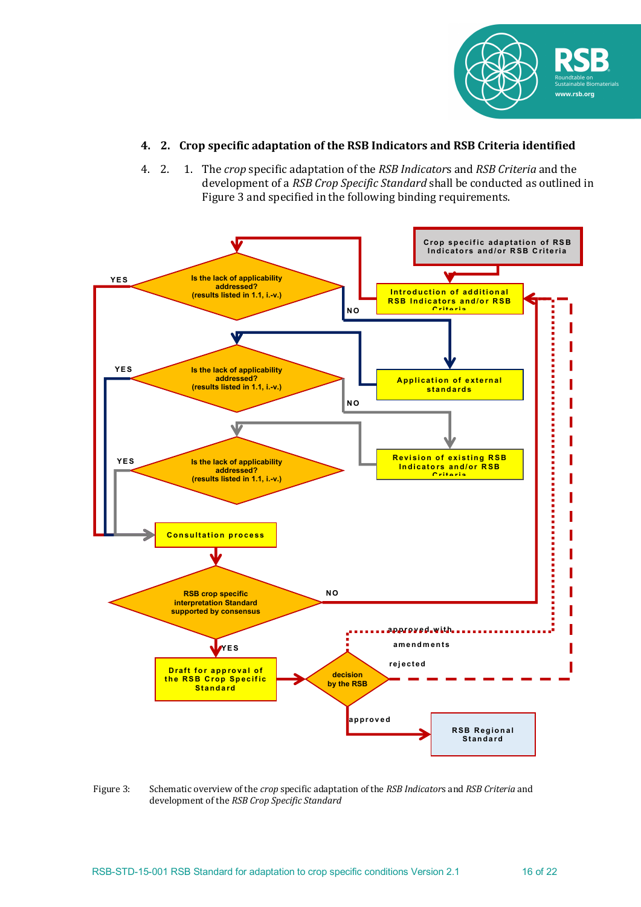## 4. 2. Crop specific adaptation of the RSB Indicators and RSB Criteria identified

4. 2. 1. The *crop* specific adaptation of the *RSB Indicators* and *RSB Criteria* and the development of a *RSB Crop Specific Standard* shall be conducted as outlined in Figure 3 and specified in the following binding requirements.

Figure 3: Schematic overview of the *crop* specific adaptation of the *RSB Indicators* and *RSB Criteria* and development of the *RSB Crop Specific Standard*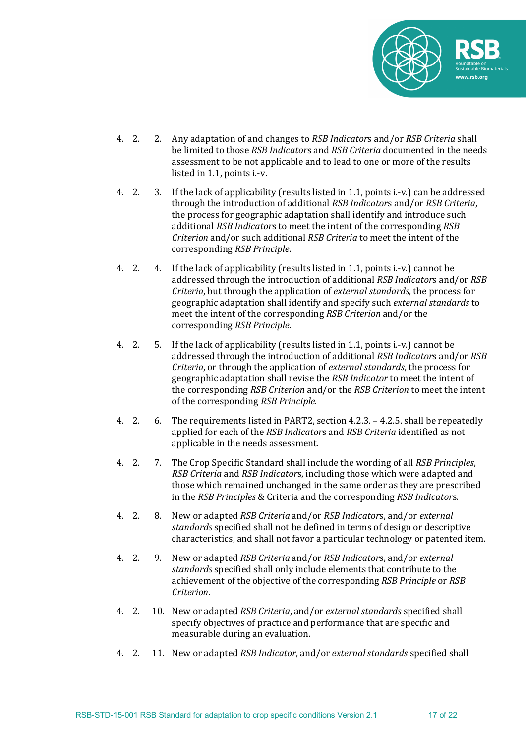4.2.2. Any adaptation of and changes to *RSB Indicator*s and/or *RSB Criteria* shall be limited to those *RSB Indicator*s and *RSB Criteria* documented in the needs assessment to be not applicable and to lead to one or more of the results listed in 1.1, points i.-v.

4.2.3. If the lack of applicability (results listed in 1.1, points i.-v.) can be addressed through the introduction of additional *RSB Indicator*s and/or *RSB Criteria*, the process for geographic adaptation shall identify and introduce such additional *RSB Indicator*s to meet the intent of the corresponding *RSB Criterion* and/or such additional *RSB Criteria* to meet the intent of the corresponding *RSB Principle*.

4.2.4. If the lack of applicability (results listed in 1.1, points i.-v.) cannot be addressed through the introduction of additional *RSB Indicator*s and/or *RSB Criteria*, but through the application of *external standards*, the process for geographic adaptation shall identify and specify such *external standards* to meet the intent of the corresponding *RSB Criterion* and/or the corresponding *RSB Principle*.

4.2.5. If the lack of applicability (results listed in 1.1, points i.-v.) cannot be addressed through the introduction of additional *RSB Indicator*s and/or *RSB Criteria*, or through the application of *external standards*, the process for geographic adaptation shall revise the *RSB Indicator* to meet the intent of the corresponding *RSB Criterion* and/or the *RSB Criterion* to meet the intent of the corresponding *RSB Principle*.

4.2.6. The requirements listed in PART2, section 4.2.3. – 4.2.5. shall be repeatedly applied for each of the *RSB Indicator*s and *RSB Criteria* identified as not applicable in the needs assessment.

4.2.7. The Crop Specific Standard shall include the wording of all *RSB Principles*, *RSB Criteria* and *RSB Indicator*s, including those which were adapted and those which remained unchanged in the same order as they are prescribed in the *RSB Principles* & Criteria and the corresponding *RSB Indicator*s.

4.2.8. New or adapted *RSB Criteria* and/or *RSB Indicator*s, and/or *external standards* specified shall not be defined in terms of design or descriptive characteristics, and shall not favor a particular technology or patented item.

4.2.9. New or adapted *RSB Criteria* and/or *RSB Indicator*s, and/or *external standards* specified shall only include elements that contribute to the achievement of the objective of the corresponding *RSB Principle* or *RSB Criterion*.

4.2.10. New or adapted *RSB Criteria*, and/or *external standards* specified shall specify objectives of practice and performance that are specific and measurable during an evaluation.

4.2.11. New or adapted *RSB Indicator*, and/or *external standards* specified shall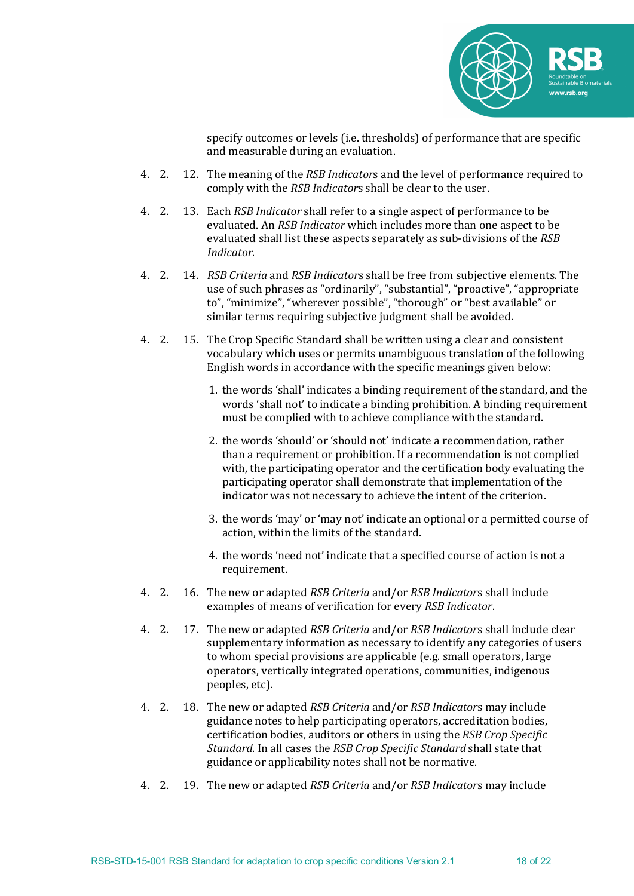specify outcomes or levels (i.e. thresholds) of performance that are specific and measurable during an evaluation.

4. 2. 12. The meaning of the *RSB Indicator*s and the level of performance required to comply with the *RSB Indicator*s shall be clear to the user.

4. 2. 13. Each *RSB Indicator* shall refer to a single aspect of performance to be evaluated. An *RSB Indicator* which includes more than one aspect to be evaluated shall list these aspects separately as sub-divisions of the *RSB Indicator*.

4. 2. 14. *RSB Criteria* and *RSB Indicator*s shall be free from subjective elements. The use of such phrases as “ordinarily”, “substantial”, “proactive”, “appropriate to”, “minimize”, “wherever possible”, “thorough” or “best available” or similar terms requiring subjective judgment shall be avoided.

4. 2. 15. The Crop Specific Standard shall be written using a clear and consistent vocabulary which uses or permits unambiguous translation of the following English words in accordance with the specific meanings given below:

1. the words ‘shall’ indicates a binding requirement of the standard, and the words ‘shall not’ to indicate a binding prohibition. A binding requirement must be complied with to achieve compliance with the standard.
2. the words ‘should’ or ‘should not’ indicate a recommendation, rather than a requirement or prohibition. If a recommendation is not complied with, the participating operator and the certification body evaluating the participating operator shall demonstrate that implementation of the indicator was not necessary to achieve the intent of the criterion.
3. the words ‘may’ or ‘may not’ indicate an optional or a permitted course of action, within the limits of the standard.
4. the words ‘need not’ indicate that a specified course of action is not a requirement.

4. 2. 16. The new or adapted *RSB Criteria* and/or *RSB Indicator*s shall include examples of means of verification for every *RSB Indicator*.

4. 2. 17. The new or adapted *RSB Criteria* and/or *RSB Indicator*s shall include clear supplementary information as necessary to identify any categories of users to whom special provisions are applicable (e.g. small operators, large operators, vertically integrated operations, communities, indigenous peoples, etc).

4. 2. 18. The new or adapted *RSB Criteria* and/or *RSB Indicator*s may include guidance notes to help participating operators, accreditation bodies, certification bodies, auditors or others in using the *RSB Crop Specific Standard*. In all cases the *RSB Crop Specific Standard* shall state that guidance or applicability notes shall not be normative.

4. 2. 19. The new or adapted *RSB Criteria* and/or *RSB Indicator*s may include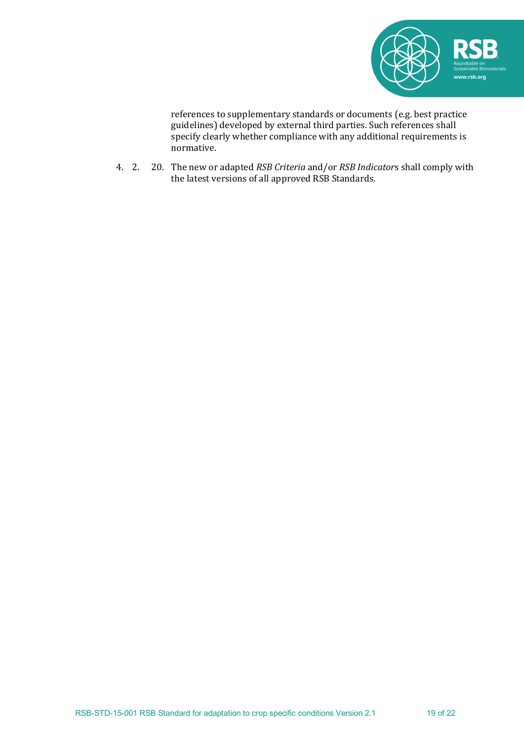references to supplementary standards or documents (e.g. best practice guidelines) developed by external third parties. Such references shall specify clearly whether compliance with any additional requirements is normative.

4. 2. 20. The new or adapted *RSB Criteria* and/or *RSB Indicators* shall comply with the latest versions of all approved RSB Standards.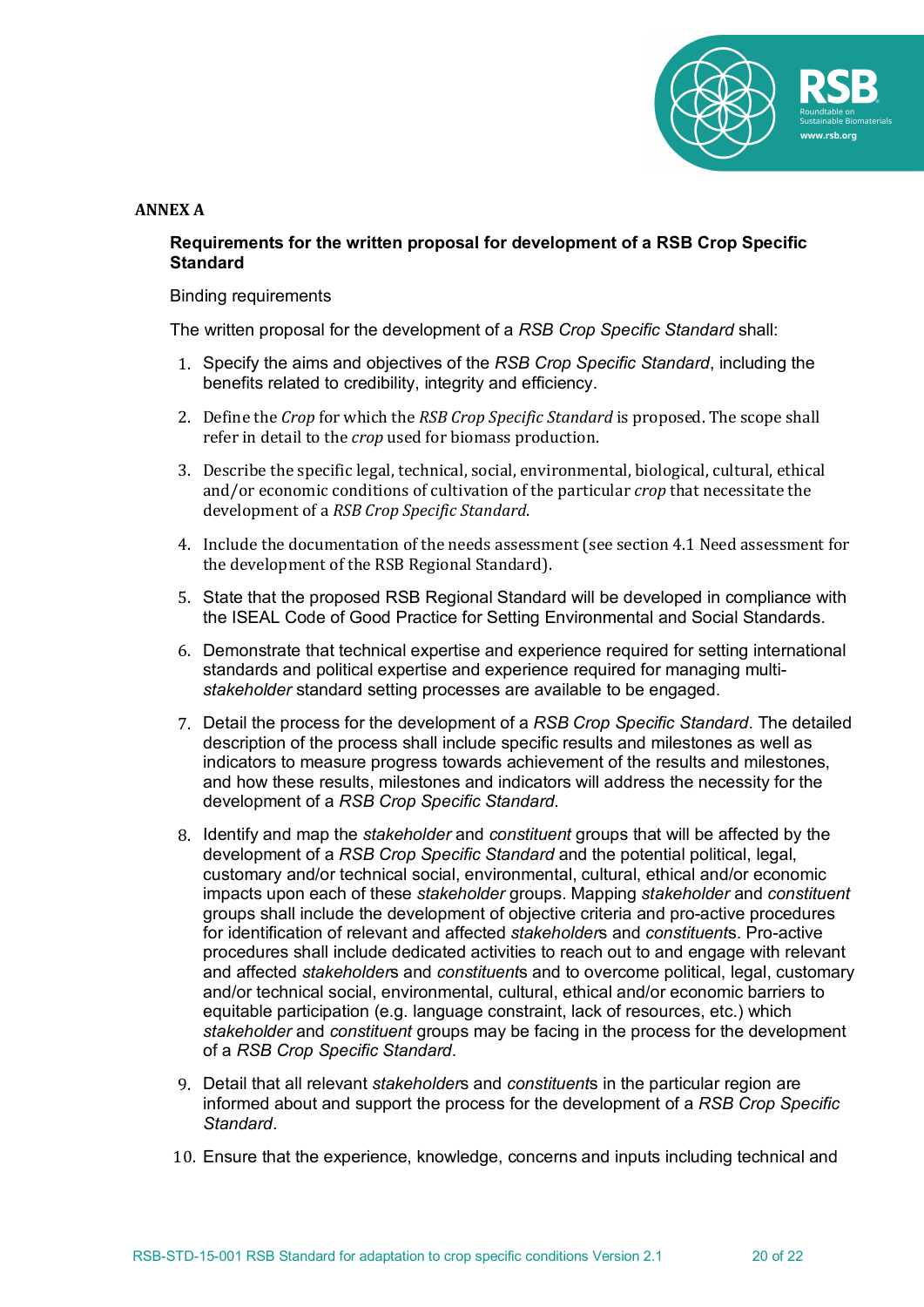## ANNEX A

### Requirements for the written proposal for development of a RSB Crop Specific Standard

Binding requirements

The written proposal for the development of a *RSB Crop Specific Standard* shall:

1. Specify the aims and objectives of the *RSB Crop Specific Standard*, including the benefits related to credibility, integrity and efficiency.
2. Define the *Crop* for which the *RSB Crop Specific Standard* is proposed. The scope shall refer in detail to the *crop* used for biomass production.
3. Describe the specific legal, technical, social, environmental, biological, cultural, ethical and/or economic conditions of cultivation of the particular *crop* that necessitate the development of a *RSB Crop Specific Standard*.
4. Include the documentation of the needs assessment (see section 4.1 Need assessment for the development of the RSB Regional Standard).
5. State that the proposed RSB Regional Standard will be developed in compliance with the ISEAL Code of Good Practice for Setting Environmental and Social Standards.
6. Demonstrate that technical expertise and experience required for setting international standards and political expertise and experience required for managing multi-*stakeholder* standard setting processes are available to be engaged.
7. Detail the process for the development of a *RSB Crop Specific Standard*. The detailed description of the process shall include specific results and milestones as well as indicators to measure progress towards achievement of the results and milestones, and how these results, milestones and indicators will address the necessity for the development of a *RSB Crop Specific Standard*.
8. Identify and map the *stakeholder* and *constituent* groups that will be affected by the development of a *RSB Crop Specific Standard* and the potential political, legal, customary and/or technical social, environmental, cultural, ethical and/or economic impacts upon each of these *stakeholder* groups. Mapping *stakeholder* and *constituent* groups shall include the development of objective criteria and pro-active procedures for identification of relevant and affected *stakeholder*s and *constituents*. Pro-active procedures shall include dedicated activities to reach out to and engage with relevant and affected *stakeholder*s and *constituent*s and to overcome political, legal, customary and/or technical social, environmental, cultural, ethical and/or economic barriers to equitable participation (e.g. language constraint, lack of resources, etc.) which *stakeholder* and *constituent* groups may be facing in the process for the development of a *RSB Crop Specific Standard*.
9. Detail that all relevant *stakeholder*s and *constituent*s in the particular region are informed about and support the process for the development of a *RSB Crop Specific Standard*.
10. Ensure that the experience, knowledge, concerns and inputs including technical and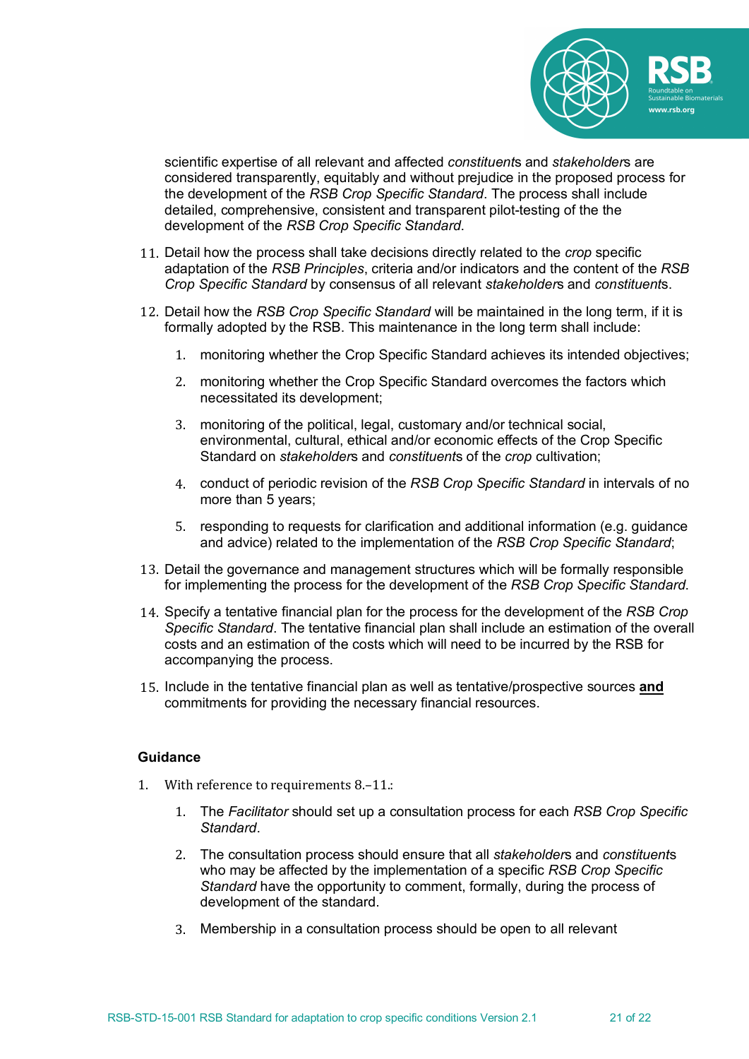scientific expertise of all relevant and affected *constituent*s and *stakeholder*s are considered transparently, equitably and without prejudice in the proposed process for the development of the *RSB Crop Specific Standard*. The process shall include detailed, comprehensive, consistent and transparent pilot-testing of the the development of the *RSB Crop Specific Standard*.

11. Detail how the process shall take decisions directly related to the *crop* specific adaptation of the *RSB Principles*, criteria and/or indicators and the content of the *RSB Crop Specific Standard* by consensus of all relevant *stakeholder*s and *constituent*s.

12. Detail how the *RSB Crop Specific Standard* will be maintained in the long term, if it is formally adopted by the RSB. This maintenance in the long term shall include:

    1. monitoring whether the Crop Specific Standard achieves its intended objectives;

    2. monitoring whether the Crop Specific Standard overcomes the factors which necessitated its development;

    3. monitoring of the political, legal, customary and/or technical social, environmental, cultural, ethical and/or economic effects of the Crop Specific Standard on *stakeholder*s and *constituent*s of the *crop* cultivation;

    4. conduct of periodic revision of the *RSB Crop Specific Standard* in intervals of no more than 5 years;

    5. responding to requests for clarification and additional information (e.g. guidance and advice) related to the implementation of the *RSB Crop Specific Standard*;

13. Detail the governance and management structures which will be formally responsible for implementing the process for the development of the *RSB Crop Specific Standard*.

14. Specify a tentative financial plan for the process for the development of the *RSB Crop Specific Standard*. The tentative financial plan shall include an estimation of the overall costs and an estimation of the costs which will need to be incurred by the RSB for accompanying the process.

15. Include in the tentative financial plan as well as tentative/prospective sources **and** commitments for providing the necessary financial resources.

**Guidance**

1. With reference to requirements 8.–11.:

    1. The *Facilitator* should set up a consultation process for each *RSB Crop Specific Standard*.

    2. The consultation process should ensure that all *stakeholder*s and *constituent*s who may be affected by the implementation of a specific *RSB Crop Specific Standard* have the opportunity to comment, formally, during the process of development of the standard.

    3. Membership in a consultation process should be open to all relevant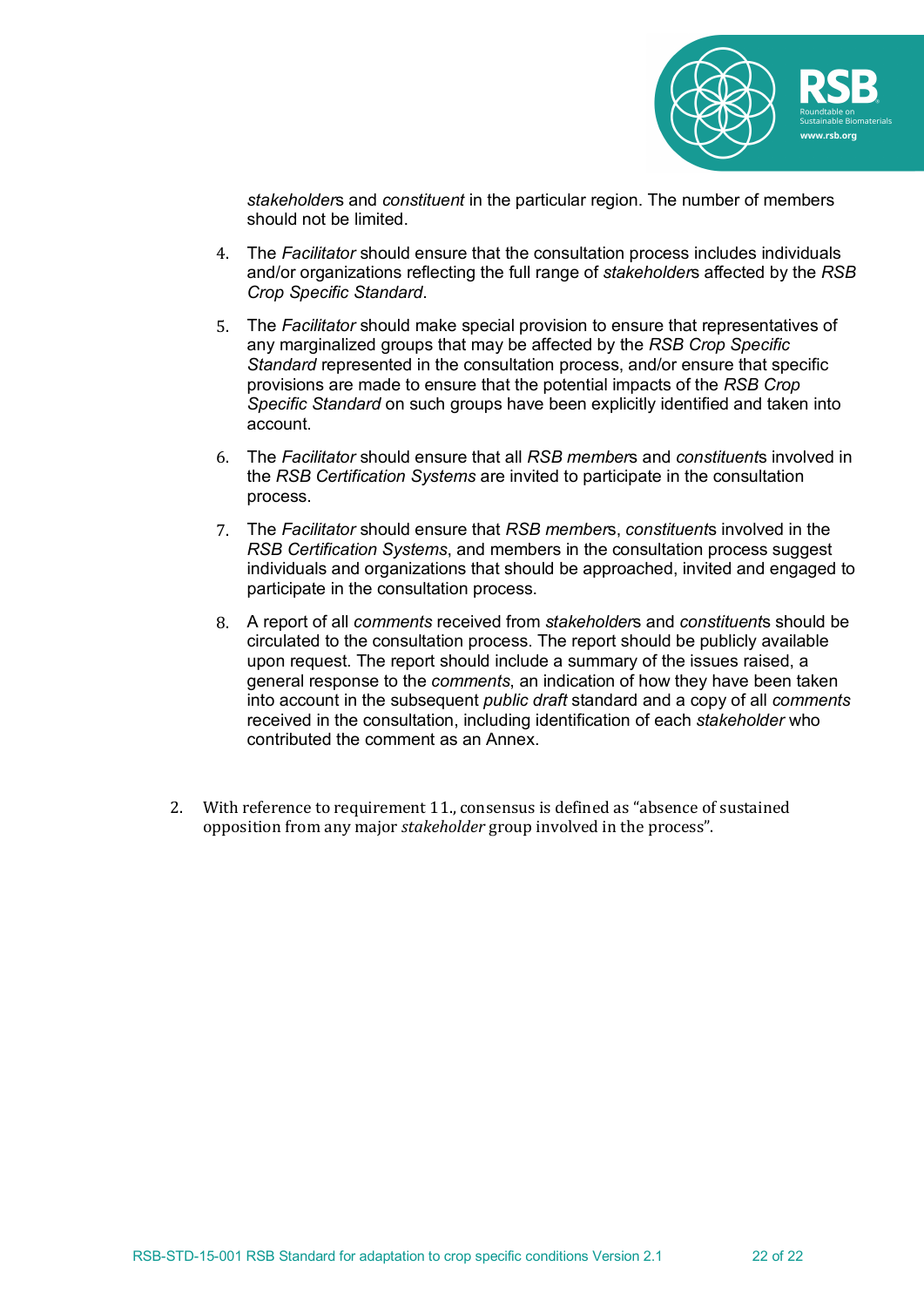*stakeholder*s and *constituent* in the particular region. The number of members should not be limited.

4. The *Facilitator* should ensure that the consultation process includes individuals and/or organizations reflecting the full range of *stakeholder*s affected by the *RSB Crop Specific Standard*.

5. The *Facilitator* should make special provision to ensure that representatives of any marginalized groups that may be affected by the *RSB Crop Specific Standard* represented in the consultation process, and/or ensure that specific provisions are made to ensure that the potential impacts of the *RSB Crop Specific Standard* on such groups have been explicitly identified and taken into account.

6. The *Facilitator* should ensure that all *RSB member*s and *constituent*s involved in the *RSB Certification Systems* are invited to participate in the consultation process.

7. The *Facilitator* should ensure that *RSB member*s, *constituent*s involved in the *RSB Certification Systems*, and members in the consultation process suggest individuals and organizations that should be approached, invited and engaged to participate in the consultation process.

8. A report of all *comments* received from *stakeholder*s and *constituent*s should be circulated to the consultation process. The report should be publicly available upon request. The report should include a summary of the issues raised, a general response to the *comments*, an indication of how they have been taken into account in the subsequent *public draft* standard and a copy of all *comments* received in the consultation, including identification of each *stakeholder* who contributed the comment as an Annex.

2. With reference to requirement 11., consensus is defined as “absence of sustained opposition from any major *stakeholder* group involved in the process”.